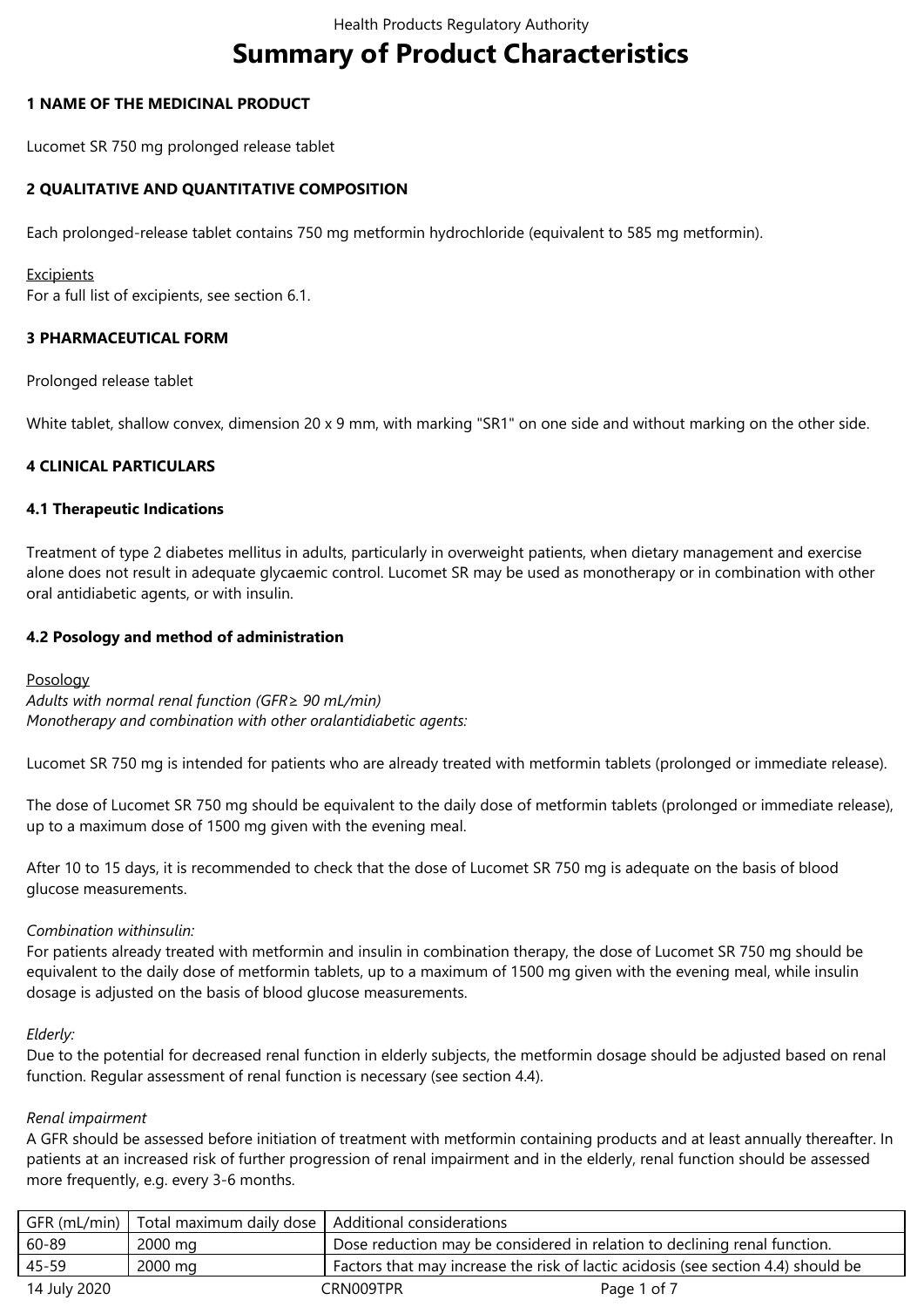# Summary of Product Characteristics

## 1 NAME OF THE MEDICINAL PRODUCT

Lucomet SR 750 mg prolonged release tablet

## 2 QUALITATIVE AND QUANTITATIVE COMPOSITION

Each prolonged-release tablet contains 750 mg metformin hydrochloride (equivalent to 585 mg metformin).

Excipients
For a full list of excipients, see section 6.1.

## 3 PHARMACEUTICAL FORM

Prolonged release tablet

White tablet, shallow convex, dimension 20 x 9 mm, with marking "SR1" on one side and without marking on the other side.

## 4 CLINICAL PARTICULARS

### 4.1 Therapeutic Indications

Treatment of type 2 diabetes mellitus in adults, particularly in overweight patients, when dietary management and exercise alone does not result in adequate glycaemic control. Lucomet SR may be used as monotherapy or in combination with other oral antidiabetic agents, or with insulin.

### 4.2 Posology and method of administration

Posology

*Adults with normal renal function (GFR ≥ 90 mL/min)*
*Monotherapy and combination with other oralantidiabetic agents:*

Lucomet SR 750 mg is intended for patients who are already treated with metformin tablets (prolonged or immediate release).

The dose of Lucomet SR 750 mg should be equivalent to the daily dose of metformin tablets (prolonged or immediate release), up to a maximum dose of 1500 mg given with the evening meal.

After 10 to 15 days, it is recommended to check that the dose of Lucomet SR 750 mg is adequate on the basis of blood glucose measurements.

*Combination withinsulin:*
For patients already treated with metformin and insulin in combination therapy, the dose of Lucomet SR 750 mg should be equivalent to the daily dose of metformin tablets, up to a maximum of 1500 mg given with the evening meal, while insulin dosage is adjusted on the basis of blood glucose measurements.

*Elderly:*
Due to the potential for decreased renal function in elderly subjects, the metformin dosage should be adjusted based on renal function. Regular assessment of renal function is necessary (see section 4.4).

*Renal impairment*
A GFR should be assessed before initiation of treatment with metformin containing products and at least annually thereafter. In patients at an increased risk of further progression of renal impairment and in the elderly, renal function should be assessed more frequently, e.g. every 3-6 months.

| GFR (mL/min) | Total maximum daily dose | Additional considerations |
|---|---|---|
| 60-89 | 2000 mg | Dose reduction may be considered in relation to declining renal function. |
| 45-59 | 2000 mg | Factors that may increase the risk of lactic acidosis (see section 4.4) should be |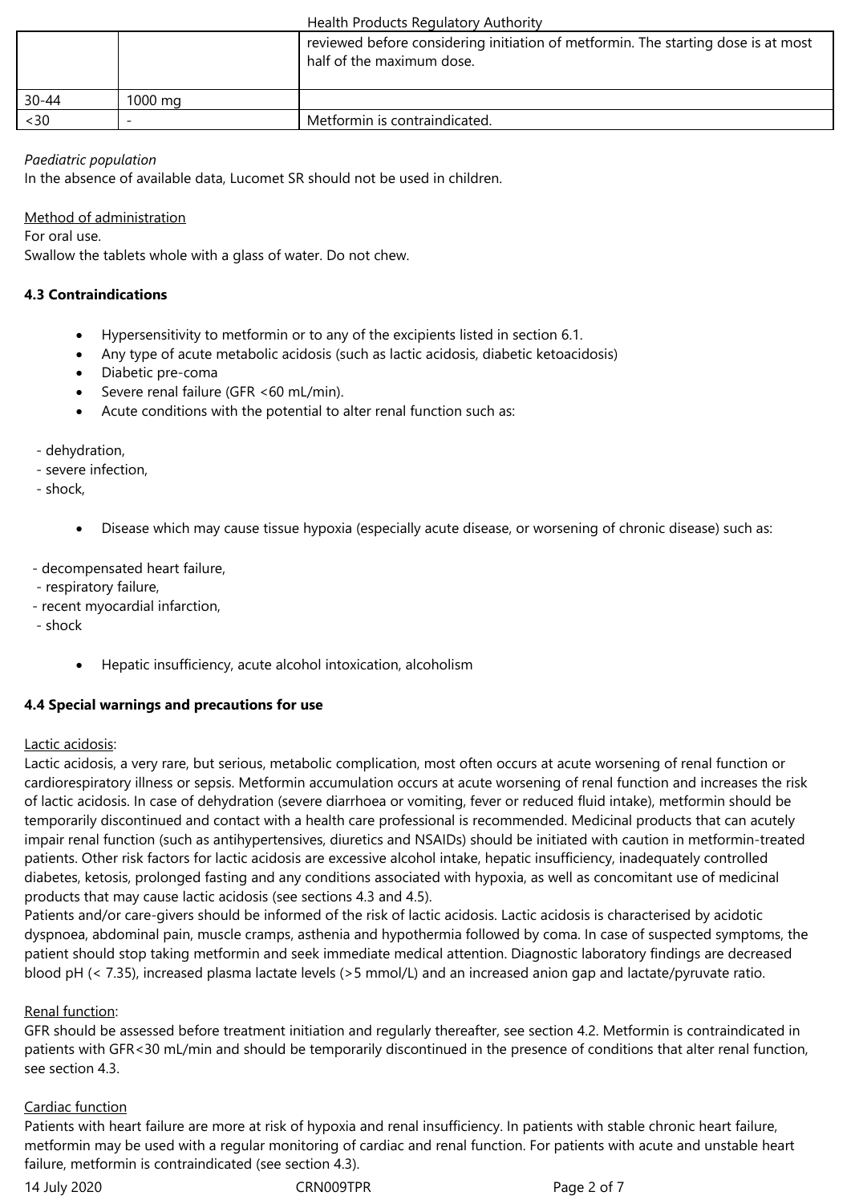|  |  | reviewed before considering initiation of metformin. The starting dose is at most half of the maximum dose. |
| --- | --- | --- |
| 30-44 | 1000 mg |  |
| <30 | - | Metformin is contraindicated. |

*Paediatric population*
In the absence of available data, Lucomet SR should not be used in children.

Method of administration
For oral use.
Swallow the tablets whole with a glass of water. Do not chew.

**4.3 Contraindications**

- Hypersensitivity to metformin or to any of the excipients listed in section 6.1.
- Any type of acute metabolic acidosis (such as lactic acidosis, diabetic ketoacidosis)
- Diabetic pre-coma
- Severe renal failure (GFR <60 mL/min).
- Acute conditions with the potential to alter renal function such as:

  - dehydration,
  - severe infection,
  - shock,

- Disease which may cause tissue hypoxia (especially acute disease, or worsening of chronic disease) such as:

  - decompensated heart failure,
  - respiratory failure,
  - recent myocardial infarction,
  - shock

- Hepatic insufficiency, acute alcohol intoxication, alcoholism

**4.4 Special warnings and precautions for use**

Lactic acidosis:
Lactic acidosis, a very rare, but serious, metabolic complication, most often occurs at acute worsening of renal function or cardiorespiratory illness or sepsis. Metformin accumulation occurs at acute worsening of renal function and increases the risk of lactic acidosis. In case of dehydration (severe diarrhoea or vomiting, fever or reduced fluid intake), metformin should be temporarily discontinued and contact with a health care professional is recommended. Medicinal products that can acutely impair renal function (such as antihypertensives, diuretics and NSAIDs) should be initiated with caution in metformin-treated patients. Other risk factors for lactic acidosis are excessive alcohol intake, hepatic insufficiency, inadequately controlled diabetes, ketosis, prolonged fasting and any conditions associated with hypoxia, as well as concomitant use of medicinal products that may cause lactic acidosis (see sections 4.3 and 4.5).
Patients and/or care-givers should be informed of the risk of lactic acidosis. Lactic acidosis is characterised by acidotic dyspnoea, abdominal pain, muscle cramps, asthenia and hypothermia followed by coma. In case of suspected symptoms, the patient should stop taking metformin and seek immediate medical attention. Diagnostic laboratory findings are decreased blood pH (< 7.35), increased plasma lactate levels (>5 mmol/L) and an increased anion gap and lactate/pyruvate ratio.

Renal function:
GFR should be assessed before treatment initiation and regularly thereafter, see section 4.2. Metformin is contraindicated in patients with GFR<30 mL/min and should be temporarily discontinued in the presence of conditions that alter renal function, see section 4.3.

Cardiac function
Patients with heart failure are more at risk of hypoxia and renal insufficiency. In patients with stable chronic heart failure, metformin may be used with a regular monitoring of cardiac and renal function. For patients with acute and unstable heart failure, metformin is contraindicated (see section 4.3).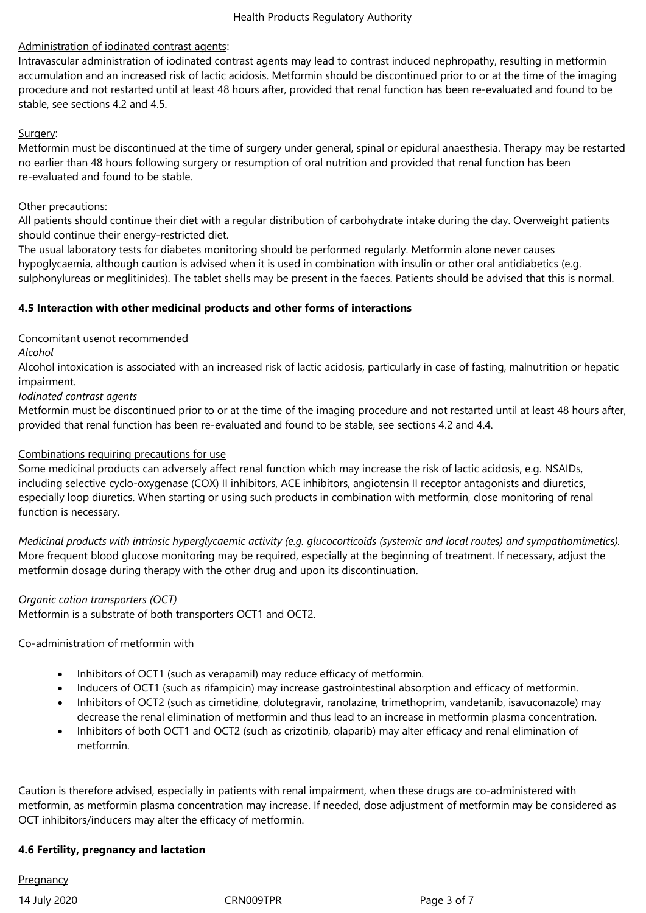Administration of iodinated contrast agents:

Intravascular administration of iodinated contrast agents may lead to contrast induced nephropathy, resulting in metformin accumulation and an increased risk of lactic acidosis. Metformin should be discontinued prior to or at the time of the imaging procedure and not restarted until at least 48 hours after, provided that renal function has been re-evaluated and found to be stable, see sections 4.2 and 4.5.

Surgery:

Metformin must be discontinued at the time of surgery under general, spinal or epidural anaesthesia. Therapy may be restarted no earlier than 48 hours following surgery or resumption of oral nutrition and provided that renal function has been re-evaluated and found to be stable.

Other precautions:

All patients should continue their diet with a regular distribution of carbohydrate intake during the day. Overweight patients should continue their energy-restricted diet.

The usual laboratory tests for diabetes monitoring should be performed regularly. Metformin alone never causes hypoglycaemia, although caution is advised when it is used in combination with insulin or other oral antidiabetics (e.g. sulphonylureas or meglitinides). The tablet shells may be present in the faeces. Patients should be advised that this is normal.

### 4.5 Interaction with other medicinal products and other forms of interactions

Concomitant usenot recommended

*Alcohol*

Alcohol intoxication is associated with an increased risk of lactic acidosis, particularly in case of fasting, malnutrition or hepatic impairment.

*Iodinated contrast agents*

Metformin must be discontinued prior to or at the time of the imaging procedure and not restarted until at least 48 hours after, provided that renal function has been re-evaluated and found to be stable, see sections 4.2 and 4.4.

Combinations requiring precautions for use

Some medicinal products can adversely affect renal function which may increase the risk of lactic acidosis, e.g. NSAIDs, including selective cyclo-oxygenase (COX) II inhibitors, ACE inhibitors, angiotensin II receptor antagonists and diuretics, especially loop diuretics. When starting or using such products in combination with metformin, close monitoring of renal function is necessary.

*Medicinal products with intrinsic hyperglycaemic activity (e.g. glucocorticoids (systemic and local routes) and sympathomimetics).* More frequent blood glucose monitoring may be required, especially at the beginning of treatment. If necessary, adjust the metformin dosage during therapy with the other drug and upon its discontinuation.

*Organic cation transporters (OCT)*

Metformin is a substrate of both transporters OCT1 and OCT2.

Co-administration of metformin with

- Inhibitors of OCT1 (such as verapamil) may reduce efficacy of metformin.
- Inducers of OCT1 (such as rifampicin) may increase gastrointestinal absorption and efficacy of metformin.
- Inhibitors of OCT2 (such as cimetidine, dolutegravir, ranolazine, trimethoprim, vandetanib, isavuconazole) may decrease the renal elimination of metformin and thus lead to an increase in metformin plasma concentration.
- Inhibitors of both OCT1 and OCT2 (such as crizotinib, olaparib) may alter efficacy and renal elimination of metformin.

Caution is therefore advised, especially in patients with renal impairment, when these drugs are co-administered with metformin, as metformin plasma concentration may increase. If needed, dose adjustment of metformin may be considered as OCT inhibitors/inducers may alter the efficacy of metformin.

### 4.6 Fertility, pregnancy and lactation

Pregnancy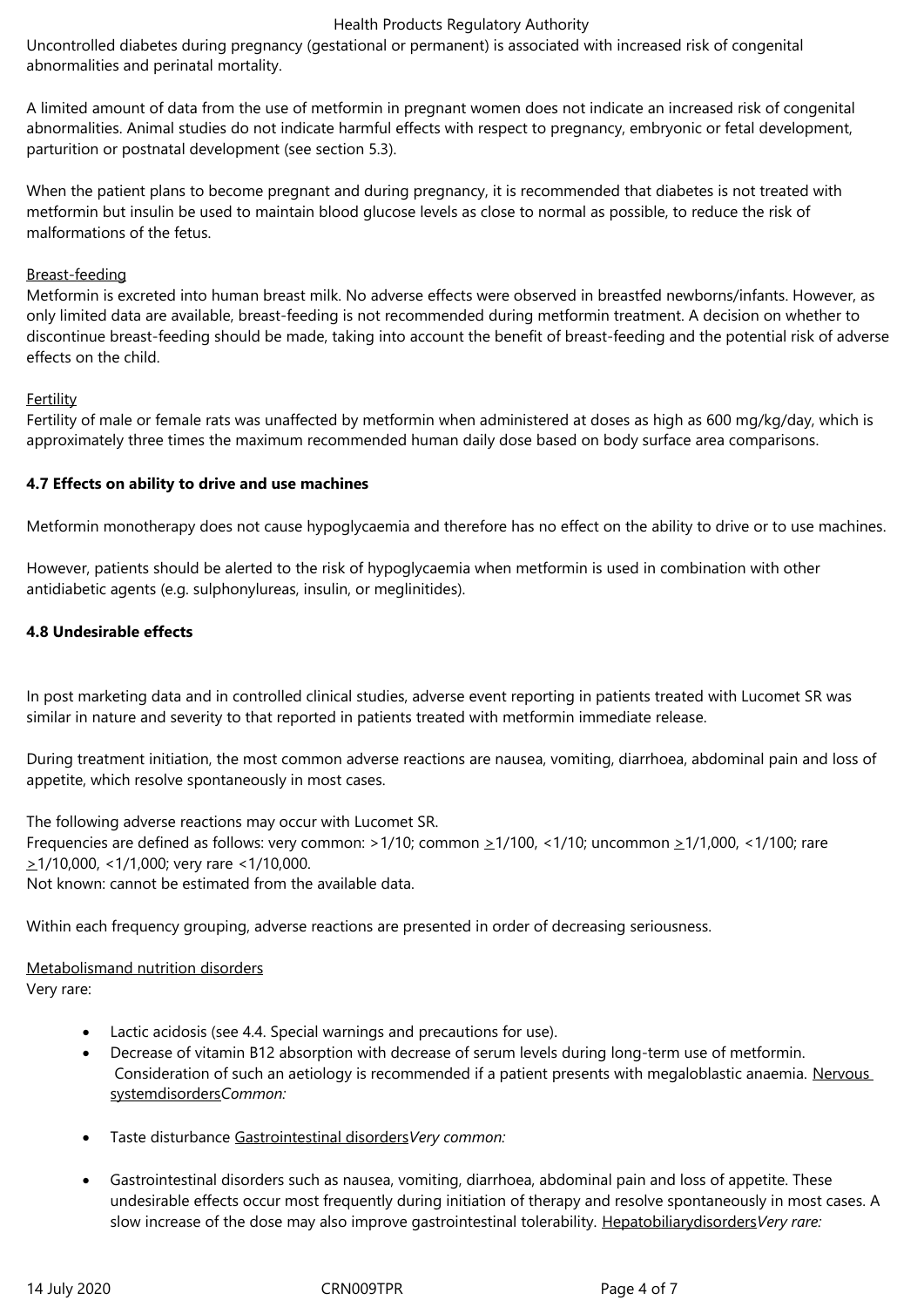Uncontrolled diabetes during pregnancy (gestational or permanent) is associated with increased risk of congenital abnormalities and perinatal mortality.

A limited amount of data from the use of metformin in pregnant women does not indicate an increased risk of congenital abnormalities. Animal studies do not indicate harmful effects with respect to pregnancy, embryonic or fetal development, parturition or postnatal development (see section 5.3).

When the patient plans to become pregnant and during pregnancy, it is recommended that diabetes is not treated with metformin but insulin be used to maintain blood glucose levels as close to normal as possible, to reduce the risk of malformations of the fetus.

Breast-feeding

Metformin is excreted into human breast milk. No adverse effects were observed in breastfed newborns/infants. However, as only limited data are available, breast-feeding is not recommended during metformin treatment. A decision on whether to discontinue breast-feeding should be made, taking into account the benefit of breast-feeding and the potential risk of adverse effects on the child.

Fertility

Fertility of male or female rats was unaffected by metformin when administered at doses as high as 600 mg/kg/day, which is approximately three times the maximum recommended human daily dose based on body surface area comparisons.

**4.7 Effects on ability to drive and use machines**

Metformin monotherapy does not cause hypoglycaemia and therefore has no effect on the ability to drive or to use machines.

However, patients should be alerted to the risk of hypoglycaemia when metformin is used in combination with other antidiabetic agents (e.g. sulphonylureas, insulin, or meglinitides).

**4.8 Undesirable effects**

In post marketing data and in controlled clinical studies, adverse event reporting in patients treated with Lucomet SR was similar in nature and severity to that reported in patients treated with metformin immediate release.

During treatment initiation, the most common adverse reactions are nausea, vomiting, diarrhoea, abdominal pain and loss of appetite, which resolve spontaneously in most cases.

The following adverse reactions may occur with Lucomet SR.
Frequencies are defined as follows: very common: >1/10; common ≥1/100, <1/10; uncommon ≥1/1,000, <1/100; rare ≥1/10,000, <1/1,000; very rare <1/10,000.
Not known: cannot be estimated from the available data.

Within each frequency grouping, adverse reactions are presented in order of decreasing seriousness.

Metabolismand nutrition disorders
Very rare:

- Lactic acidosis (see 4.4. Special warnings and precautions for use).
- Decrease of vitamin B12 absorption with decrease of serum levels during long-term use of metformin. Consideration of such an aetiology is recommended if a patient presents with megaloblastic anaemia. Nervous systemdisorders*Common:*
- Taste disturbance Gastrointestinal disorders*Very common:*
- Gastrointestinal disorders such as nausea, vomiting, diarrhoea, abdominal pain and loss of appetite. These undesirable effects occur most frequently during initiation of therapy and resolve spontaneously in most cases. A slow increase of the dose may also improve gastrointestinal tolerability. Hepatobiliarydisorders*Very rare:*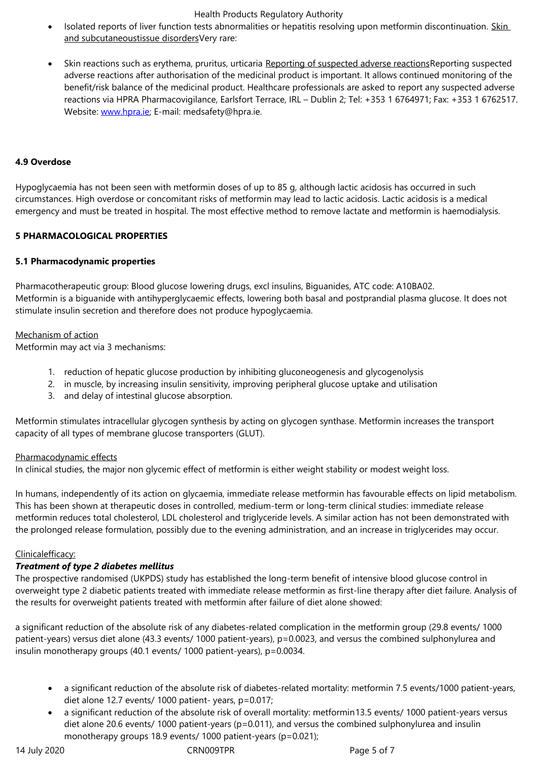- Isolated reports of liver function tests abnormalities or hepatitis resolving upon metformin discontinuation. Skin and subcutaneoustissue disordersVery rare:

- Skin reactions such as erythema, pruritus, urticaria Reporting of suspected adverse reactionsReporting suspected adverse reactions after authorisation of the medicinal product is important. It allows continued monitoring of the benefit/risk balance of the medicinal product. Healthcare professionals are asked to report any suspected adverse reactions via HPRA Pharmacovigilance, Earlsfort Terrace, IRL – Dublin 2; Tel: +353 1 6764971; Fax: +353 1 6762517. Website: www.hpra.ie; E-mail: medsafety@hpra.ie.

**4.9 Overdose**

Hypoglycaemia has not been seen with metformin doses of up to 85 g, although lactic acidosis has occurred in such circumstances. High overdose or concomitant risks of metformin may lead to lactic acidosis. Lactic acidosis is a medical emergency and must be treated in hospital. The most effective method to remove lactate and metformin is haemodialysis.

**5 PHARMACOLOGICAL PROPERTIES**

**5.1 Pharmacodynamic properties**

Pharmacotherapeutic group: Blood glucose lowering drugs, excl insulins, Biguanides, ATC code: A10BA02.
Metformin is a biguanide with antihyperglycaemic effects, lowering both basal and postprandial plasma glucose. It does not stimulate insulin secretion and therefore does not produce hypoglycaemia.

Mechanism of action
Metformin may act via 3 mechanisms:

1. reduction of hepatic glucose production by inhibiting gluconeogenesis and glycogenolysis
2. in muscle, by increasing insulin sensitivity, improving peripheral glucose uptake and utilisation
3. and delay of intestinal glucose absorption.

Metformin stimulates intracellular glycogen synthesis by acting on glycogen synthase. Metformin increases the transport capacity of all types of membrane glucose transporters (GLUT).

Pharmacodynamic effects
In clinical studies, the major non glycemic effect of metformin is either weight stability or modest weight loss.

In humans, independently of its action on glycaemia, immediate release metformin has favourable effects on lipid metabolism. This has been shown at therapeutic doses in controlled, medium-term or long-term clinical studies: immediate release metformin reduces total cholesterol, LDL cholesterol and triglyceride levels. A similar action has not been demonstrated with the prolonged release formulation, possibly due to the evening administration, and an increase in triglycerides may occur.

Clinicalefficacy:
***Treatment of type 2 diabetes mellitus***
The prospective randomised (UKPDS) study has established the long-term benefit of intensive blood glucose control in overweight type 2 diabetic patients treated with immediate release metformin as first-line therapy after diet failure. Analysis of the results for overweight patients treated with metformin after failure of diet alone showed:

a significant reduction of the absolute risk of any diabetes-related complication in the metformin group (29.8 events/ 1000 patient-years) versus diet alone (43.3 events/ 1000 patient-years), p=0.0023, and versus the combined sulphonylurea and insulin monotherapy groups (40.1 events/ 1000 patient-years), p=0.0034.

- a significant reduction of the absolute risk of diabetes-related mortality: metformin 7.5 events/1000 patient-years, diet alone 12.7 events/ 1000 patient- years, p=0.017;
- a significant reduction of the absolute risk of overall mortality: metformin13.5 events/ 1000 patient-years versus diet alone 20.6 events/ 1000 patient-years (p=0.011), and versus the combined sulphonylurea and insulin monotherapy groups 18.9 events/ 1000 patient-years (p=0.021);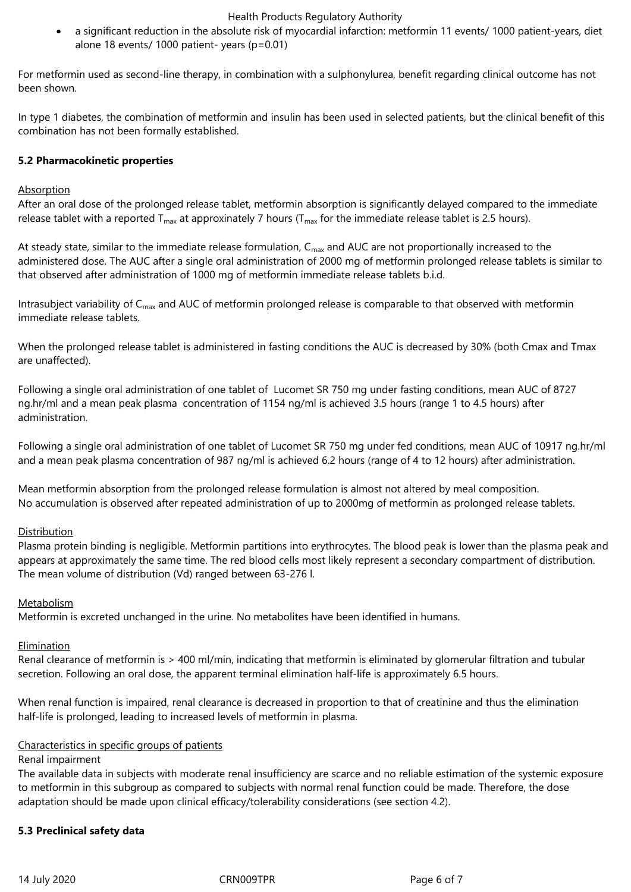- a significant reduction in the absolute risk of myocardial infarction: metformin 11 events/ 1000 patient-years, diet alone 18 events/ 1000 patient- years (p=0.01)

For metformin used as second-line therapy, in combination with a sulphonylurea, benefit regarding clinical outcome has not been shown.

In type 1 diabetes, the combination of metformin and insulin has been used in selected patients, but the clinical benefit of this combination has not been formally established.

**5.2 Pharmacokinetic properties**

Absorption

After an oral dose of the prolonged release tablet, metformin absorption is significantly delayed compared to the immediate release tablet with a reported $T_{max}$ at approximately 7 hours ($T_{max}$ for the immediate release tablet is 2.5 hours).

At steady state, similar to the immediate release formulation, $C_{max}$ and AUC are not proportionally increased to the administered dose. The AUC after a single oral administration of 2000 mg of metformin prolonged release tablets is similar to that observed after administration of 1000 mg of metformin immediate release tablets b.i.d.

Intrasubject variability of $C_{max}$ and AUC of metformin prolonged release is comparable to that observed with metformin immediate release tablets.

When the prolonged release tablet is administered in fasting conditions the AUC is decreased by 30% (both Cmax and Tmax are unaffected).

Following a single oral administration of one tablet of Lucomet SR 750 mg under fasting conditions, mean AUC of 8727 ng.hr/ml and a mean peak plasma concentration of 1154 ng/ml is achieved 3.5 hours (range 1 to 4.5 hours) after administration.

Following a single oral administration of one tablet of Lucomet SR 750 mg under fed conditions, mean AUC of 10917 ng.hr/ml and a mean peak plasma concentration of 987 ng/ml is achieved 6.2 hours (range of 4 to 12 hours) after administration.

Mean metformin absorption from the prolonged release formulation is almost not altered by meal composition.
No accumulation is observed after repeated administration of up to 2000mg of metformin as prolonged release tablets.

Distribution

Plasma protein binding is negligible. Metformin partitions into erythrocytes. The blood peak is lower than the plasma peak and appears at approximately the same time. The red blood cells most likely represent a secondary compartment of distribution. The mean volume of distribution (Vd) ranged between 63-276 l.

Metabolism

Metformin is excreted unchanged in the urine. No metabolites have been identified in humans.

Elimination

Renal clearance of metformin is > 400 ml/min, indicating that metformin is eliminated by glomerular filtration and tubular secretion. Following an oral dose, the apparent terminal elimination half-life is approximately 6.5 hours.

When renal function is impaired, renal clearance is decreased in proportion to that of creatinine and thus the elimination half-life is prolonged, leading to increased levels of metformin in plasma.

Characteristics in specific groups of patients

Renal impairment

The available data in subjects with moderate renal insufficiency are scarce and no reliable estimation of the systemic exposure to metformin in this subgroup as compared to subjects with normal renal function could be made. Therefore, the dose adaptation should be made upon clinical efficacy/tolerability considerations (see section 4.2).

**5.3 Preclinical safety data**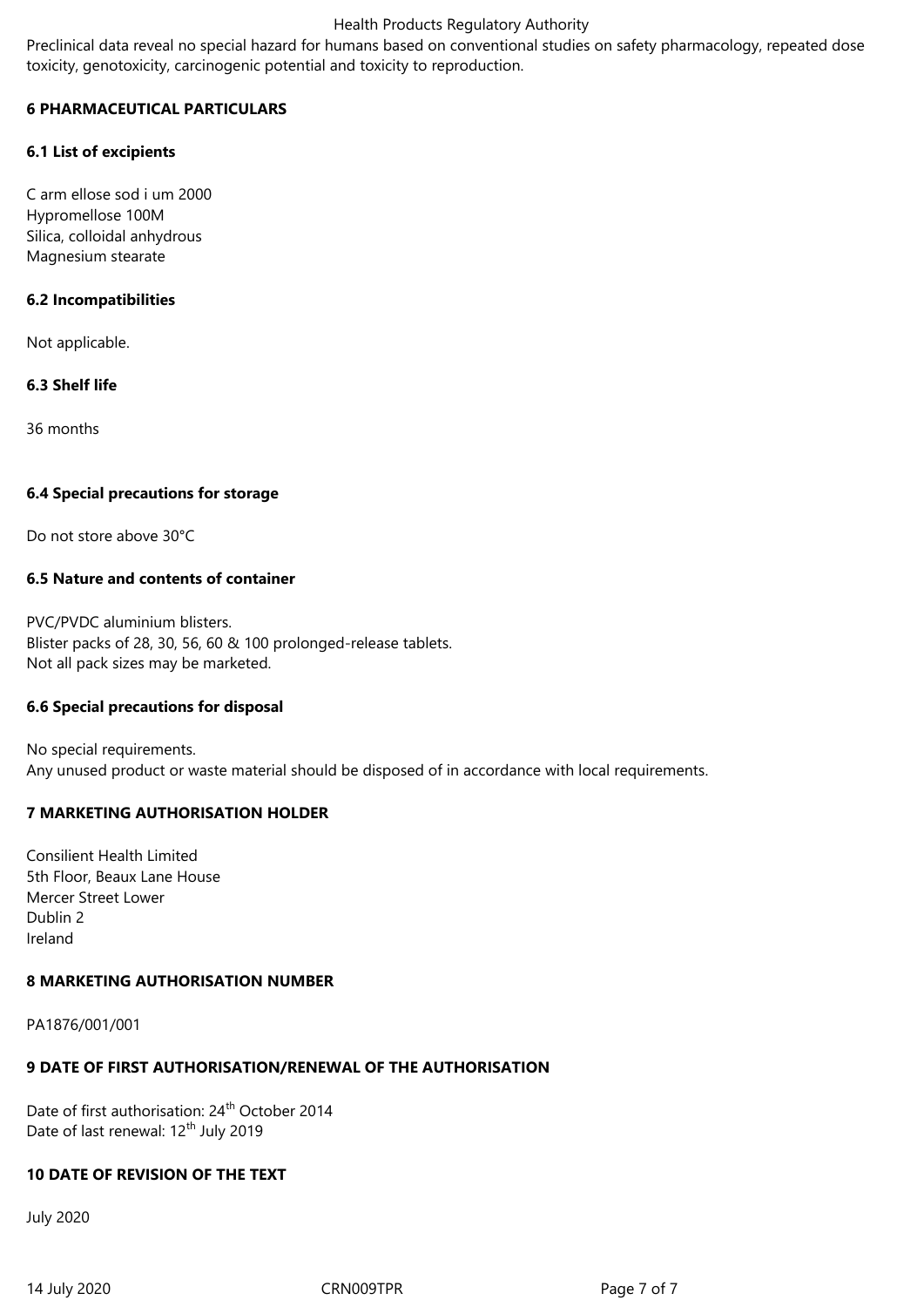Preclinical data reveal no special hazard for humans based on conventional studies on safety pharmacology, repeated dose toxicity, genotoxicity, carcinogenic potential and toxicity to reproduction.

## 6 PHARMACEUTICAL PARTICULARS

### 6.1 List of excipients

C arm ellose sod i um 2000
Hypromellose 100M
Silica, colloidal anhydrous
Magnesium stearate

### 6.2 Incompatibilities

Not applicable.

### 6.3 Shelf life

36 months

### 6.4 Special precautions for storage

Do not store above 30°C

### 6.5 Nature and contents of container

PVC/PVDC aluminium blisters.
Blister packs of 28, 30, 56, 60 & 100 prolonged-release tablets.
Not all pack sizes may be marketed.

### 6.6 Special precautions for disposal

No special requirements.
Any unused product or waste material should be disposed of in accordance with local requirements.

## 7 MARKETING AUTHORISATION HOLDER

Consilient Health Limited
5th Floor, Beaux Lane House
Mercer Street Lower
Dublin 2
Ireland

## 8 MARKETING AUTHORISATION NUMBER

PA1876/001/001

## 9 DATE OF FIRST AUTHORISATION/RENEWAL OF THE AUTHORISATION

Date of first authorisation: 24th October 2014
Date of last renewal: 12th July 2019

## 10 DATE OF REVISION OF THE TEXT

July 2020